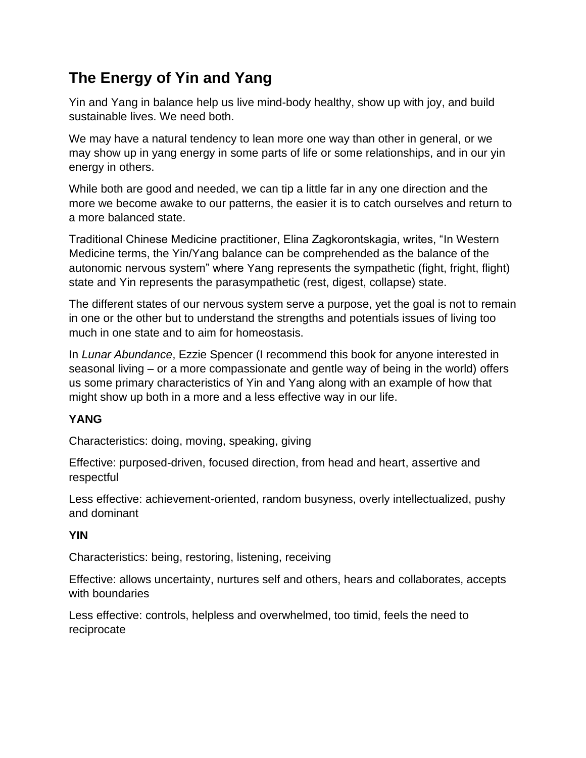# The Energy of Yin and Yang

Yin and Yang in balance help us live mind-body healthy, show up with joy, and build sustainable lives. We need both.

We may have a natural tendency to lean more one way than other in general, or we may show up in yang energy in some parts of life or some relationships, and in our yin energy in others.

While both are good and needed, we can tip a little far in any one direction and the more we become awake to our patterns, the easier it is to catch ourselves and return to a more balanced state.

Traditional Chinese Medicine practitioner, Elina Zagkorontskagia, writes, "In Western Medicine terms, the Yin/Yang balance can be comprehended as the balance of the autonomic nervous system" where Yang represents the sympathetic (fight, fright, flight) state and Yin represents the parasympathetic (rest, digest, collapse) state.

The different states of our nervous system serve a purpose, yet the goal is not to remain in one or the other but to understand the strengths and potentials issues of living too much in one state and to aim for homeostasis.

In *Lunar Abundance*, Ezzie Spencer (I recommend this book for anyone interested in seasonal living – or a more compassionate and gentle way of being in the world) offers us some primary characteristics of Yin and Yang along with an example of how that might show up both in a more and a less effective way in our life.

**YANG**

Characteristics: doing, moving, speaking, giving

Effective: purposed-driven, focused direction, from head and heart, assertive and respectful

Less effective: achievement-oriented, random busyness, overly intellectualized, pushy and dominant

**YIN**

Characteristics: being, restoring, listening, receiving

Effective: allows uncertainty, nurtures self and others, hears and collaborates, accepts with boundaries

Less effective: controls, helpless and overwhelmed, too timid, feels the need to reciprocate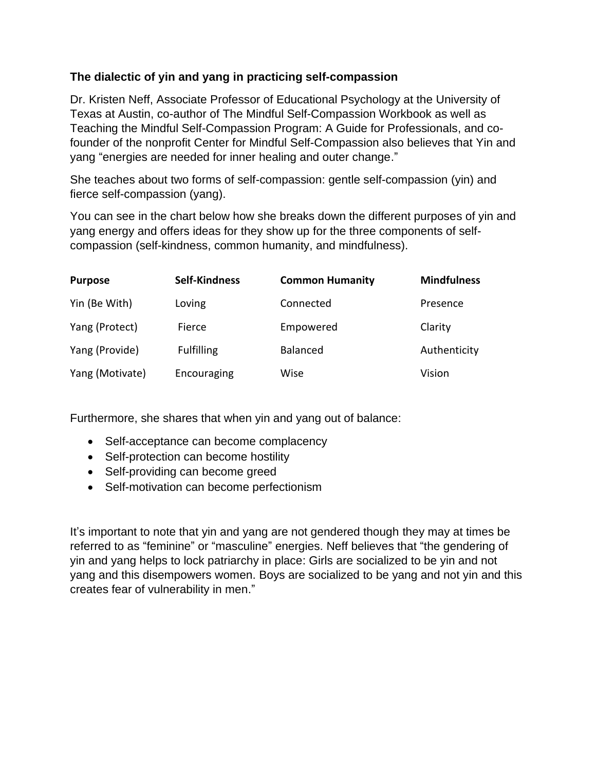**The dialectic of yin and yang in practicing self-compassion**

Dr. Kristen Neff, Associate Professor of Educational Psychology at the University of Texas at Austin, co-author of The Mindful Self-Compassion Workbook as well as Teaching the Mindful Self-Compassion Program: A Guide for Professionals, and co-founder of the nonprofit Center for Mindful Self-Compassion also believes that Yin and yang "energies are needed for inner healing and outer change."

She teaches about two forms of self-compassion: gentle self-compassion (yin) and fierce self-compassion (yang).

You can see in the chart below how she breaks down the different purposes of yin and yang energy and offers ideas for they show up for the three components of self-compassion (self-kindness, common humanity, and mindfulness).

| Purpose | Self-Kindness | Common Humanity | Mindfulness |
|---|---|---|---|
| Yin (Be With) | Loving | Connected | Presence |
| Yang (Protect) | Fierce | Empowered | Clarity |
| Yang (Provide) | Fulfilling | Balanced | Authenticity |
| Yang (Motivate) | Encouraging | Wise | Vision |

Furthermore, she shares that when yin and yang out of balance:

- Self-acceptance can become complacency
- Self-protection can become hostility
- Self-providing can become greed
- Self-motivation can become perfectionism

It's important to note that yin and yang are not gendered though they may at times be referred to as "feminine" or "masculine" energies. Neff believes that "the gendering of yin and yang helps to lock patriarchy in place: Girls are socialized to be yin and not yang and this disempowers women. Boys are socialized to be yang and not yin and this creates fear of vulnerability in men."